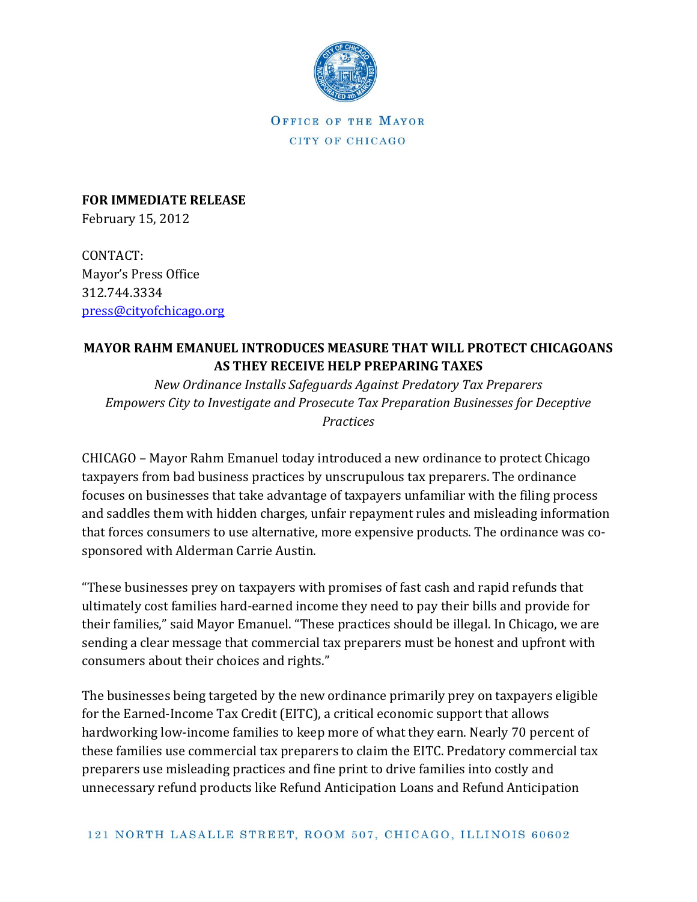OFFICE OF THE MAYOR

CITY OF CHICAGO

**FOR IMMEDIATE RELEASE**
February 15, 2012

CONTACT:
Mayor's Press Office
312.744.3334
press@cityofchicago.org

**MAYOR RAHM EMANUEL INTRODUCES MEASURE THAT WILL PROTECT CHICAGOANS AS THEY RECEIVE HELP PREPARING TAXES**

*New Ordinance Installs Safeguards Against Predatory Tax Preparers*
*Empowers City to Investigate and Prosecute Tax Preparation Businesses for Deceptive Practices*

CHICAGO – Mayor Rahm Emanuel today introduced a new ordinance to protect Chicago taxpayers from bad business practices by unscrupulous tax preparers. The ordinance focuses on businesses that take advantage of taxpayers unfamiliar with the filing process and saddles them with hidden charges, unfair repayment rules and misleading information that forces consumers to use alternative, more expensive products. The ordinance was co-sponsored with Alderman Carrie Austin.

"These businesses prey on taxpayers with promises of fast cash and rapid refunds that ultimately cost families hard-earned income they need to pay their bills and provide for their families," said Mayor Emanuel. "These practices should be illegal. In Chicago, we are sending a clear message that commercial tax preparers must be honest and upfront with consumers about their choices and rights."

The businesses being targeted by the new ordinance primarily prey on taxpayers eligible for the Earned-Income Tax Credit (EITC), a critical economic support that allows hardworking low-income families to keep more of what they earn. Nearly 70 percent of these families use commercial tax preparers to claim the EITC. Predatory commercial tax preparers use misleading practices and fine print to drive families into costly and unnecessary refund products like Refund Anticipation Loans and Refund Anticipation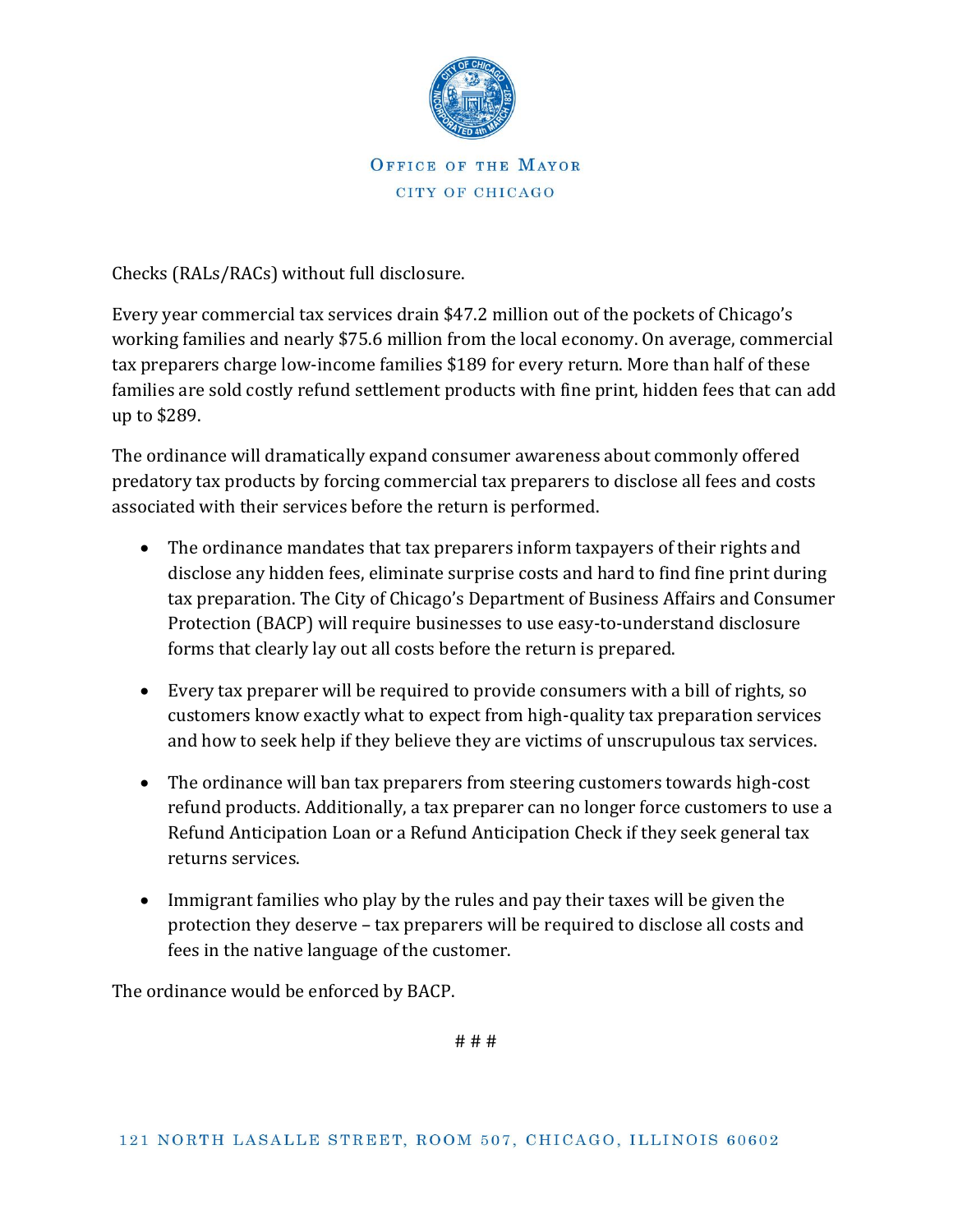Checks (RALs/RACs) without full disclosure.

Every year commercial tax services drain $47.2 million out of the pockets of Chicago's working families and nearly $75.6 million from the local economy. On average, commercial tax preparers charge low-income families $189 for every return. More than half of these families are sold costly refund settlement products with fine print, hidden fees that can add up to $289.

The ordinance will dramatically expand consumer awareness about commonly offered predatory tax products by forcing commercial tax preparers to disclose all fees and costs associated with their services before the return is performed.

- The ordinance mandates that tax preparers inform taxpayers of their rights and disclose any hidden fees, eliminate surprise costs and hard to find fine print during tax preparation. The City of Chicago's Department of Business Affairs and Consumer Protection (BACP) will require businesses to use easy-to-understand disclosure forms that clearly lay out all costs before the return is prepared.

- Every tax preparer will be required to provide consumers with a bill of rights, so customers know exactly what to expect from high-quality tax preparation services and how to seek help if they believe they are victims of unscrupulous tax services.

- The ordinance will ban tax preparers from steering customers towards high-cost refund products. Additionally, a tax preparer can no longer force customers to use a Refund Anticipation Loan or a Refund Anticipation Check if they seek general tax returns services.

- Immigrant families who play by the rules and pay their taxes will be given the protection they deserve – tax preparers will be required to disclose all costs and fees in the native language of the customer.

The ordinance would be enforced by BACP.

# # #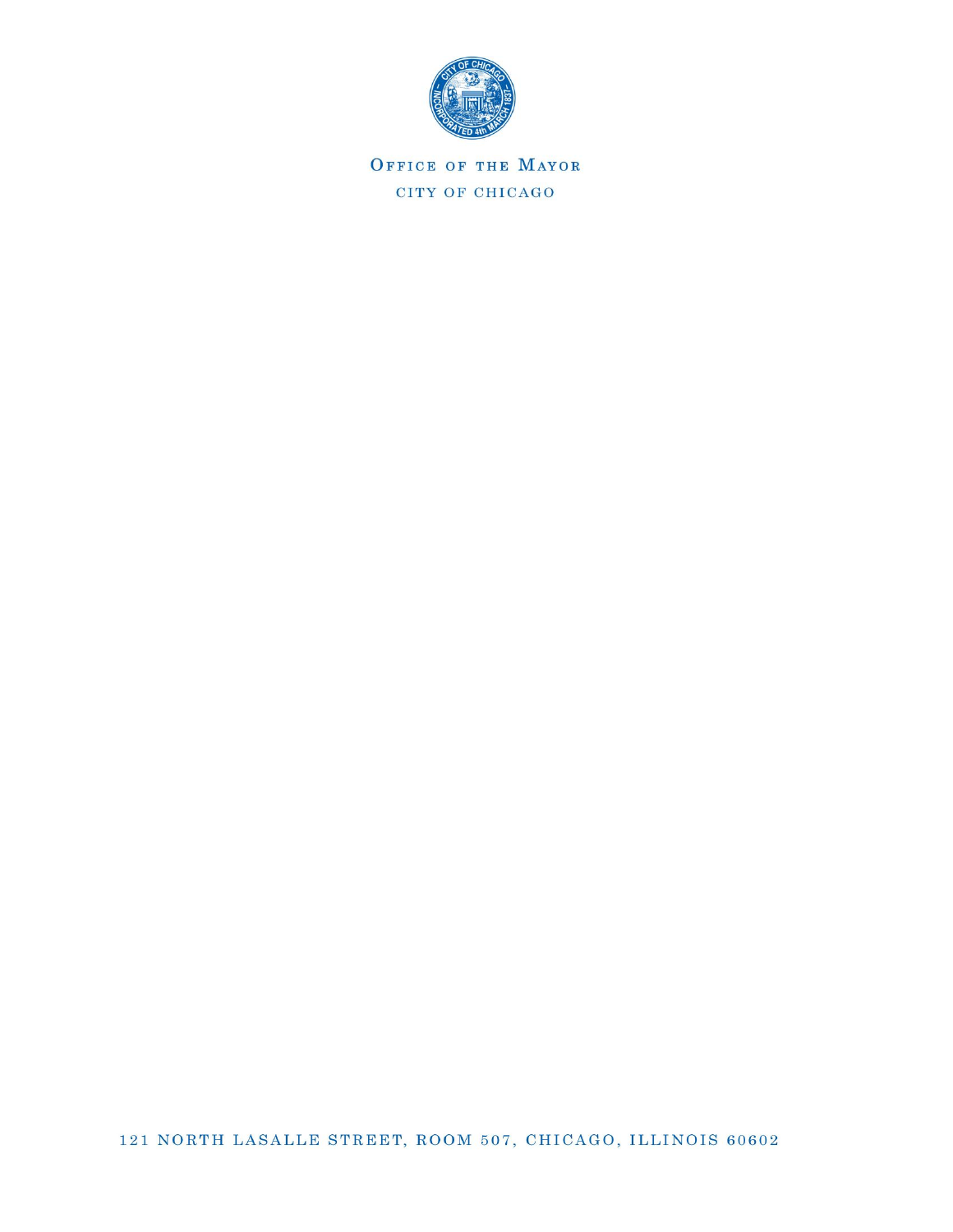OFFICE OF THE MAYOR

CITY OF CHICAGO

121 NORTH LASALLE STREET, ROOM 507, CHICAGO, ILLINOIS 60602